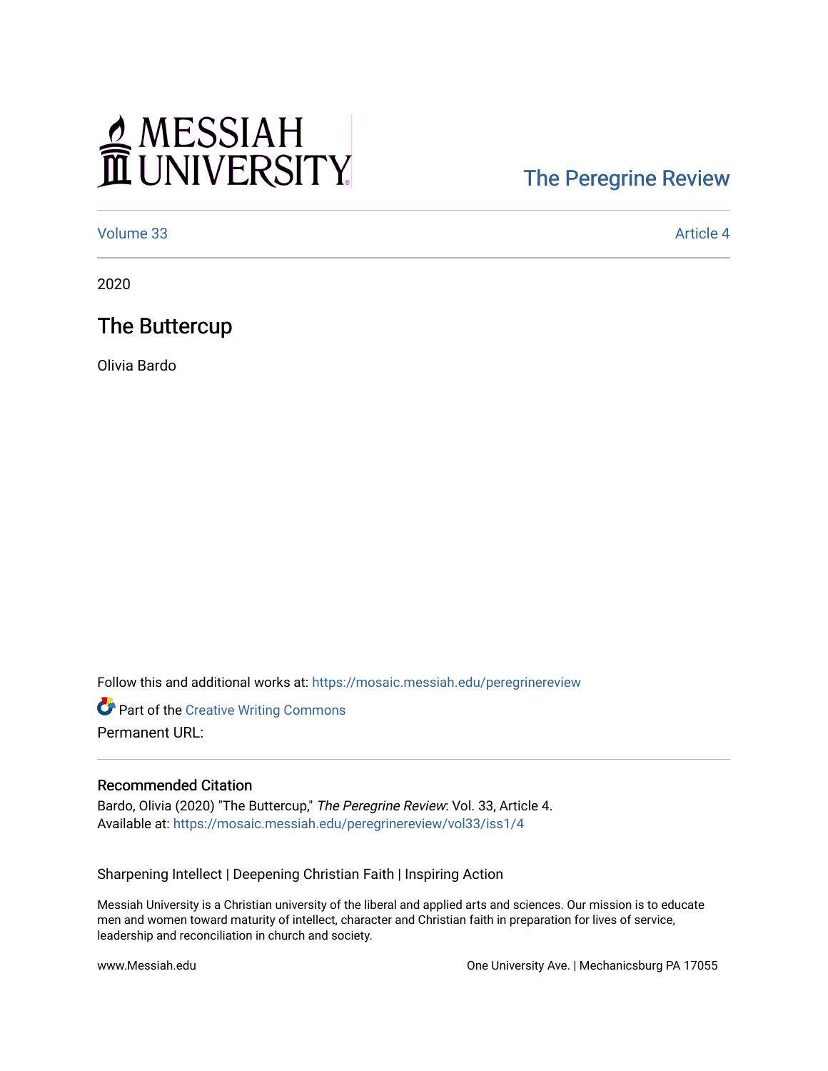MESSIAH UNIVERSITY

The Peregrine Review

Volume 33

Article 4

2020

# The Buttercup

Olivia Bardo

Follow this and additional works at: https://mosaic.messiah.edu/peregrinereview

Part of the Creative Writing Commons

Permanent URL:

## Recommended Citation

Bardo, Olivia (2020) "The Buttercup," *The Peregrine Review*: Vol. 33, Article 4.
Available at: https://mosaic.messiah.edu/peregrinereview/vol33/iss1/4

Sharpening Intellect | Deepening Christian Faith | Inspiring Action

Messiah University is a Christian university of the liberal and applied arts and sciences. Our mission is to educate men and women toward maturity of intellect, character and Christian faith in preparation for lives of service, leadership and reconciliation in church and society.

www.Messiah.edu

One University Ave. | Mechanicsburg PA 17055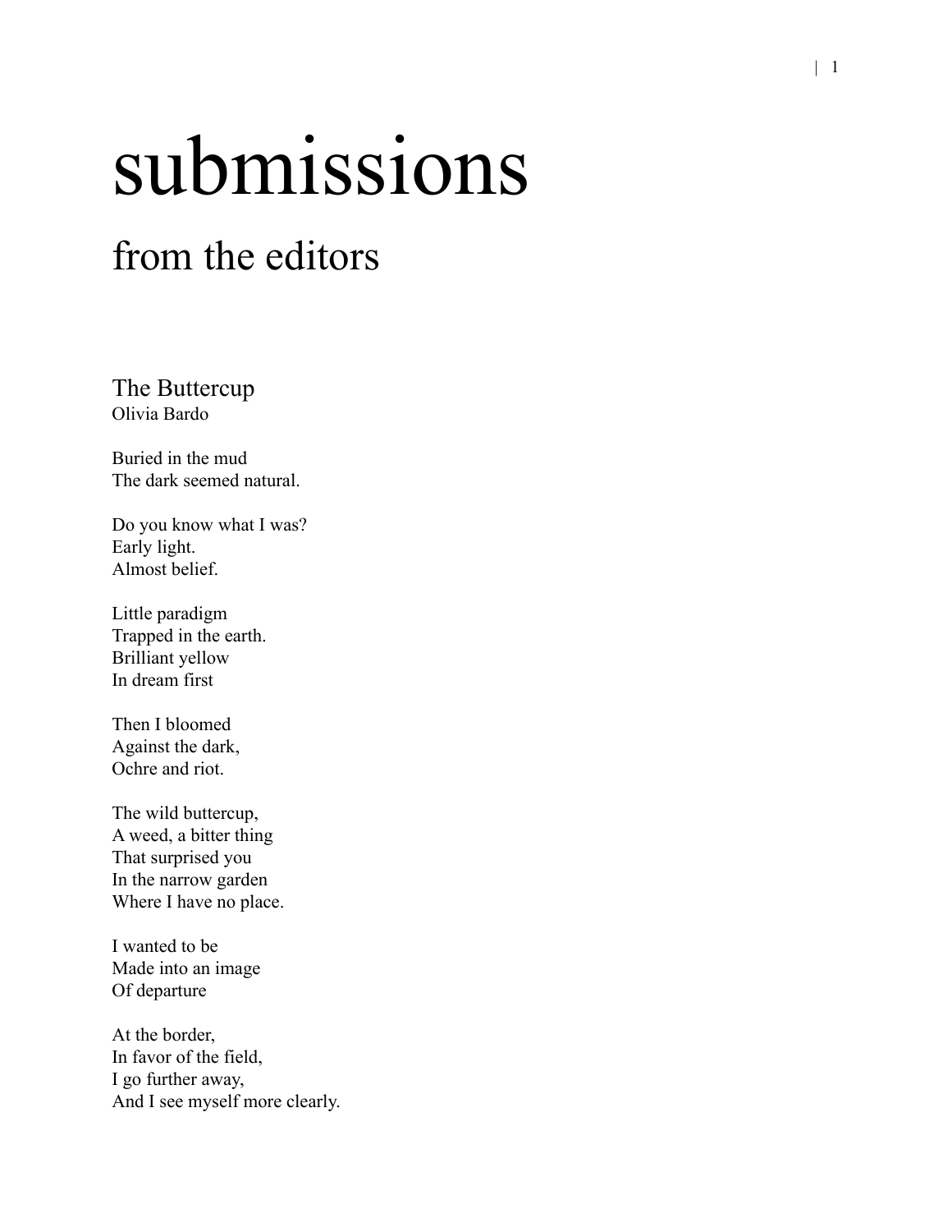# submissions

## from the editors

### The Buttercup

Olivia Bardo

Buried in the mud  
The dark seemed natural.

Do you know what I was?  
Early light.  
Almost belief.

Little paradigm  
Trapped in the earth.  
Brilliant yellow  
In dream first

Then I bloomed  
Against the dark,  
Ochre and riot.

The wild buttercup,  
A weed, a bitter thing  
That surprised you  
In the narrow garden  
Where I have no place.

I wanted to be  
Made into an image  
Of departure

At the border,  
In favor of the field,  
I go further away,  
And I see myself more clearly.